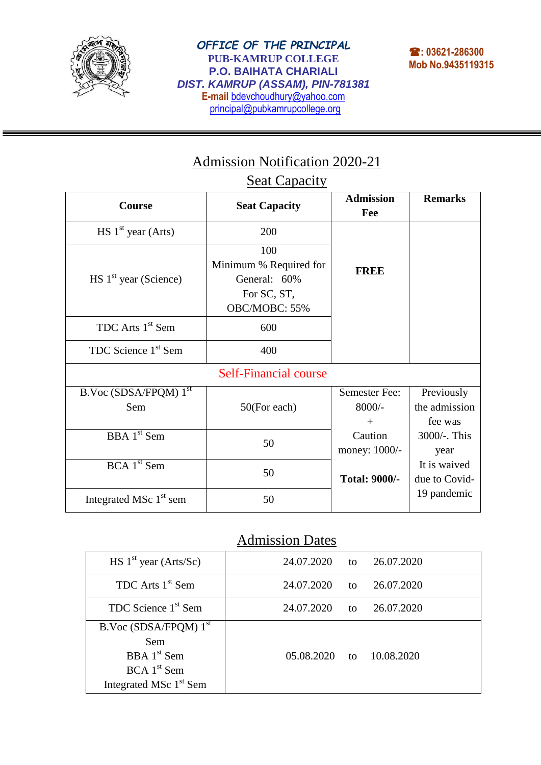**OFFICE OF THE PRINCIPAL**
**PUB-KAMRUP COLLEGE**
**P.O. BAIHATA CHARIALI**
**DIST. KAMRUP (ASSAM), PIN-781381**
**E-mail** bdevchoudhury@yahoo.com
principal@pubkamrupcollege.org

☎: 03621-286300
Mob No.9435119315

# Admission Notification 2020-21

## Seat Capacity

| Course | Seat Capacity | Admission Fee | Remarks |
|---|---|---|---|
| HS 1st year (Arts) | 200 | FREE | |
| HS 1st year (Science) | 100<br>Minimum % Required for General: 60%<br>For SC, ST, OBC/MOBC: 55% | | |
| TDC Arts 1st Sem | 600 | | |
| TDC Science 1st Sem | 400 | | |
| Self-Financial course | | | |
| B.Voc (SDSA/FPQM) 1st Sem | 50(For each) | Semester Fee: 8000/- + Caution money: 1000/-<br>**Total: 9000/-** | Previously the admission fee was 3000/-. This year It is waived due to Covid-19 pandemic |
| BBA 1st Sem | 50 | | |
| BCA 1st Sem | 50 | | |
| Integrated MSc 1st sem | 50 | | |

## Admission Dates

| Course | Dates |
|---|---|
| HS 1st year (Arts/Sc) | 24.07.2020 to 26.07.2020 |
| TDC Arts 1st Sem | 24.07.2020 to 26.07.2020 |
| TDC Science 1st Sem | 24.07.2020 to 26.07.2020 |
| B.Voc (SDSA/FPQM) 1st Sem<br>BBA 1st Sem<br>BCA 1st Sem<br>Integrated MSc 1st Sem | 05.08.2020 to 10.08.2020 |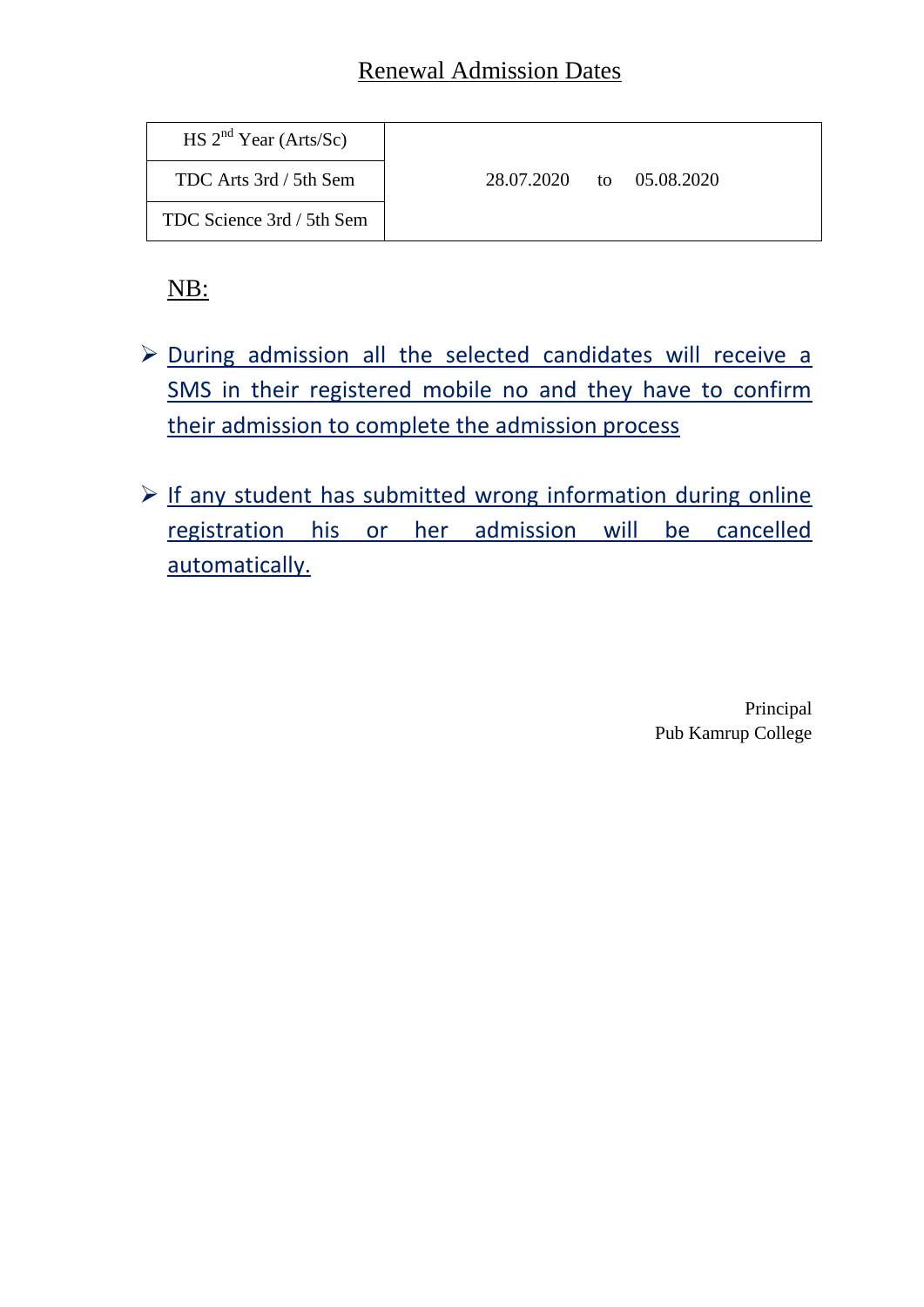# Renewal Admission Dates

| | |
|---|---|
| HS 2nd Year (Arts/Sc) | 28.07.2020 to 05.08.2020 |
| TDC Arts 3rd / 5th Sem | |
| TDC Science 3rd / 5th Sem | |

NB:

- During admission all the selected candidates will receive a SMS in their registered mobile no and they have to confirm their admission to complete the admission process
- If any student has submitted wrong information during online registration his or her admission will be cancelled automatically.

Principal
Pub Kamrup College